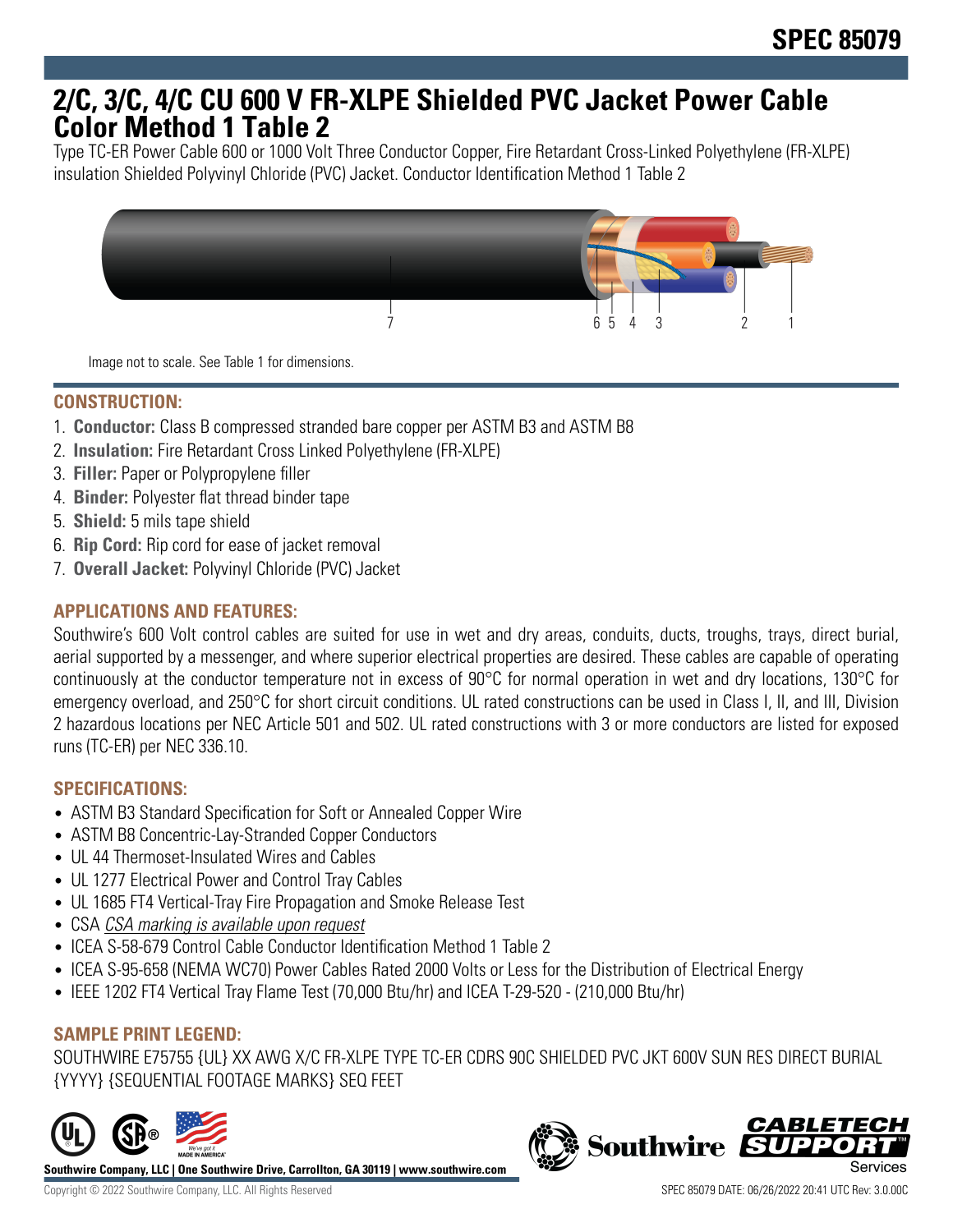# SPEC 85079

# 2/C, 3/C, 4/C CU 600 V FR-XLPE Shielded PVC Jacket Power Cable Color Method 1 Table 2

Type TC-ER Power Cable 600 or 1000 Volt Three Conductor Copper, Fire Retardant Cross-Linked Polyethylene (FR-XLPE) insulation Shielded Polyvinyl Chloride (PVC) Jacket. Conductor Identification Method 1 Table 2

Image not to scale. See Table 1 for dimensions.

## CONSTRUCTION:

1. **Conductor:** Class B compressed stranded bare copper per ASTM B3 and ASTM B8
2. **Insulation:** Fire Retardant Cross Linked Polyethylene (FR-XLPE)
3. **Filler:** Paper or Polypropylene filler
4. **Binder:** Polyester flat thread binder tape
5. **Shield:** 5 mils tape shield
6. **Rip Cord:** Rip cord for ease of jacket removal
7. **Overall Jacket:** Polyvinyl Chloride (PVC) Jacket

## APPLICATIONS AND FEATURES:

Southwire's 600 Volt control cables are suited for use in wet and dry areas, conduits, ducts, troughs, trays, direct burial, aerial supported by a messenger, and where superior electrical properties are desired. These cables are capable of operating continuously at the conductor temperature not in excess of 90°C for normal operation in wet and dry locations, 130°C for emergency overload, and 250°C for short circuit conditions. UL rated constructions can be used in Class I, II, and III, Division 2 hazardous locations per NEC Article 501 and 502. UL rated constructions with 3 or more conductors are listed for exposed runs (TC-ER) per NEC 336.10.

## SPECIFICATIONS:

- ASTM B3 Standard Specification for Soft or Annealed Copper Wire
- ASTM B8 Concentric-Lay-Stranded Copper Conductors
- UL 44 Thermoset-Insulated Wires and Cables
- UL 1277 Electrical Power and Control Tray Cables
- UL 1685 FT4 Vertical-Tray Fire Propagation and Smoke Release Test
- CSA *CSA marking is available upon request*
- ICEA S-58-679 Control Cable Conductor Identification Method 1 Table 2
- ICEA S-95-658 (NEMA WC70) Power Cables Rated 2000 Volts or Less for the Distribution of Electrical Energy
- IEEE 1202 FT4 Vertical Tray Flame Test (70,000 Btu/hr) and ICEA T-29-520 - (210,000 Btu/hr)

## SAMPLE PRINT LEGEND:

SOUTHWIRE E75755 {UL} XX AWG X/C FR-XLPE TYPE TC-ER CDRS 90C SHIELDED PVC JKT 600V SUN RES DIRECT BURIAL {YYYY} {SEQUENTIAL FOOTAGE MARKS} SEQ FEET

**Southwire Company, LLC | One Southwire Drive, Carrollton, GA 30119 | www.southwire.com**

Copyright © 2022 Southwire Company, LLC. All Rights Reserved

SPEC 85079 DATE: 06/26/2022 20:41 UTC Rev: 3.0.00C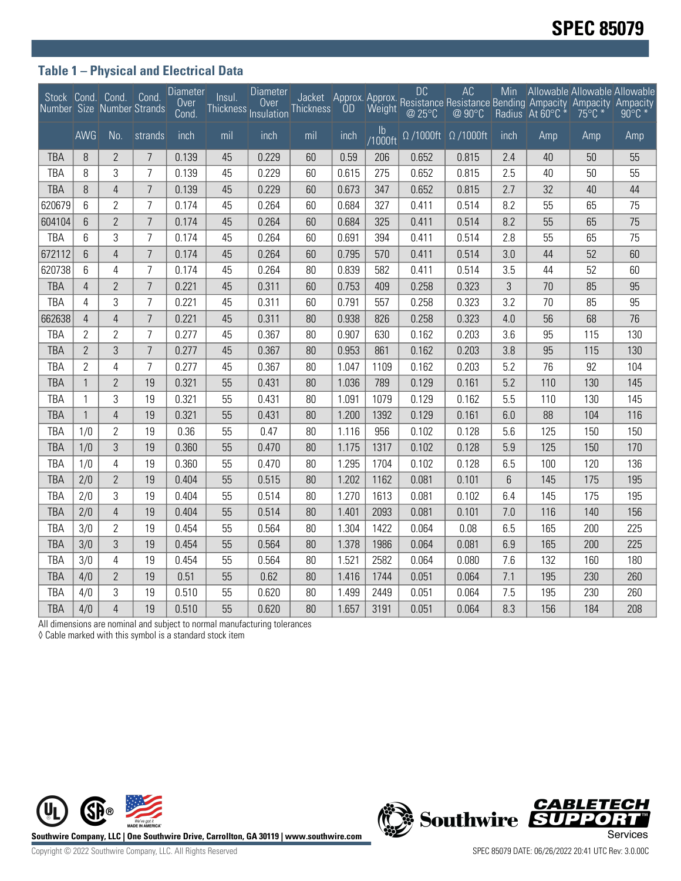## Table 1 – Physical and Electrical Data

| Stock Number | Cond. Size | Cond. Number | Cond. Strands | Diameter Over Cond. | Insul. Thickness | Diameter Over Insulation | Jacket Thickness | Approx. OD | Approx. Weight | DC Resistance @ 25°C | AC Resistance @ 90°C | Min Bending Radius | Allowable Ampacity At 60°C * | Allowable Ampacity 75°C * | Allowable Ampacity 90°C * |
|---|---|---|---|---|---|---|---|---|---|---|---|---|---|---|---|
| | AWG | No. | strands | inch | mil | inch | mil | inch | lb /1000ft | Ω /1000ft | Ω /1000ft | inch | Amp | Amp | Amp |
| TBA | 8 | 2 | 7 | 0.139 | 45 | 0.229 | 60 | 0.59 | 206 | 0.652 | 0.815 | 2.4 | 40 | 50 | 55 |
| TBA | 8 | 3 | 7 | 0.139 | 45 | 0.229 | 60 | 0.615 | 275 | 0.652 | 0.815 | 2.5 | 40 | 50 | 55 |
| TBA | 8 | 4 | 7 | 0.139 | 45 | 0.229 | 60 | 0.673 | 347 | 0.652 | 0.815 | 2.7 | 32 | 40 | 44 |
| 620679 | 6 | 2 | 7 | 0.174 | 45 | 0.264 | 60 | 0.684 | 327 | 0.411 | 0.514 | 8.2 | 55 | 65 | 75 |
| 604104 | 6 | 2 | 7 | 0.174 | 45 | 0.264 | 60 | 0.684 | 325 | 0.411 | 0.514 | 8.2 | 55 | 65 | 75 |
| TBA | 6 | 3 | 7 | 0.174 | 45 | 0.264 | 60 | 0.691 | 394 | 0.411 | 0.514 | 2.8 | 55 | 65 | 75 |
| 672112 | 6 | 4 | 7 | 0.174 | 45 | 0.264 | 60 | 0.795 | 570 | 0.411 | 0.514 | 3.0 | 44 | 52 | 60 |
| 620738 | 6 | 4 | 7 | 0.174 | 45 | 0.264 | 80 | 0.839 | 582 | 0.411 | 0.514 | 3.5 | 44 | 52 | 60 |
| TBA | 4 | 2 | 7 | 0.221 | 45 | 0.311 | 60 | 0.753 | 409 | 0.258 | 0.323 | 3 | 70 | 85 | 95 |
| TBA | 4 | 3 | 7 | 0.221 | 45 | 0.311 | 60 | 0.791 | 557 | 0.258 | 0.323 | 3.2 | 70 | 85 | 95 |
| 662638 | 4 | 4 | 7 | 0.221 | 45 | 0.311 | 80 | 0.938 | 826 | 0.258 | 0.323 | 4.0 | 56 | 68 | 76 |
| TBA | 2 | 2 | 7 | 0.277 | 45 | 0.367 | 80 | 0.907 | 630 | 0.162 | 0.203 | 3.6 | 95 | 115 | 130 |
| TBA | 2 | 3 | 7 | 0.277 | 45 | 0.367 | 80 | 0.953 | 861 | 0.162 | 0.203 | 3.8 | 95 | 115 | 130 |
| TBA | 2 | 4 | 7 | 0.277 | 45 | 0.367 | 80 | 1.047 | 1109 | 0.162 | 0.203 | 5.2 | 76 | 92 | 104 |
| TBA | 1 | 2 | 19 | 0.321 | 55 | 0.431 | 80 | 1.036 | 789 | 0.129 | 0.161 | 5.2 | 110 | 130 | 145 |
| TBA | 1 | 3 | 19 | 0.321 | 55 | 0.431 | 80 | 1.091 | 1079 | 0.129 | 0.162 | 5.5 | 110 | 130 | 145 |
| TBA | 1 | 4 | 19 | 0.321 | 55 | 0.431 | 80 | 1.200 | 1392 | 0.129 | 0.161 | 6.0 | 88 | 104 | 116 |
| TBA | 1/0 | 2 | 19 | 0.36 | 55 | 0.47 | 80 | 1.116 | 956 | 0.102 | 0.128 | 5.6 | 125 | 150 | 150 |
| TBA | 1/0 | 3 | 19 | 0.360 | 55 | 0.470 | 80 | 1.175 | 1317 | 0.102 | 0.128 | 5.9 | 125 | 150 | 170 |
| TBA | 1/0 | 4 | 19 | 0.360 | 55 | 0.470 | 80 | 1.295 | 1704 | 0.102 | 0.128 | 6.5 | 100 | 120 | 136 |
| TBA | 2/0 | 2 | 19 | 0.404 | 55 | 0.515 | 80 | 1.202 | 1162 | 0.081 | 0.101 | 6 | 145 | 175 | 195 |
| TBA | 2/0 | 3 | 19 | 0.404 | 55 | 0.514 | 80 | 1.270 | 1613 | 0.081 | 0.102 | 6.4 | 145 | 175 | 195 |
| TBA | 2/0 | 4 | 19 | 0.404 | 55 | 0.514 | 80 | 1.401 | 2093 | 0.081 | 0.101 | 7.0 | 116 | 140 | 156 |
| TBA | 3/0 | 2 | 19 | 0.454 | 55 | 0.564 | 80 | 1.304 | 1422 | 0.064 | 0.08 | 6.5 | 165 | 200 | 225 |
| TBA | 3/0 | 3 | 19 | 0.454 | 55 | 0.564 | 80 | 1.378 | 1986 | 0.064 | 0.081 | 6.9 | 165 | 200 | 225 |
| TBA | 3/0 | 4 | 19 | 0.454 | 55 | 0.564 | 80 | 1.521 | 2582 | 0.064 | 0.080 | 7.6 | 132 | 160 | 180 |
| TBA | 4/0 | 2 | 19 | 0.51 | 55 | 0.62 | 80 | 1.416 | 1744 | 0.051 | 0.064 | 7.1 | 195 | 230 | 260 |
| TBA | 4/0 | 3 | 19 | 0.510 | 55 | 0.620 | 80 | 1.499 | 2449 | 0.051 | 0.064 | 7.5 | 195 | 230 | 260 |
| TBA | 4/0 | 4 | 19 | 0.510 | 55 | 0.620 | 80 | 1.657 | 3191 | 0.051 | 0.064 | 8.3 | 156 | 184 | 208 |

All dimensions are nominal and subject to normal manufacturing tolerances

◊ Cable marked with this symbol is a standard stock item